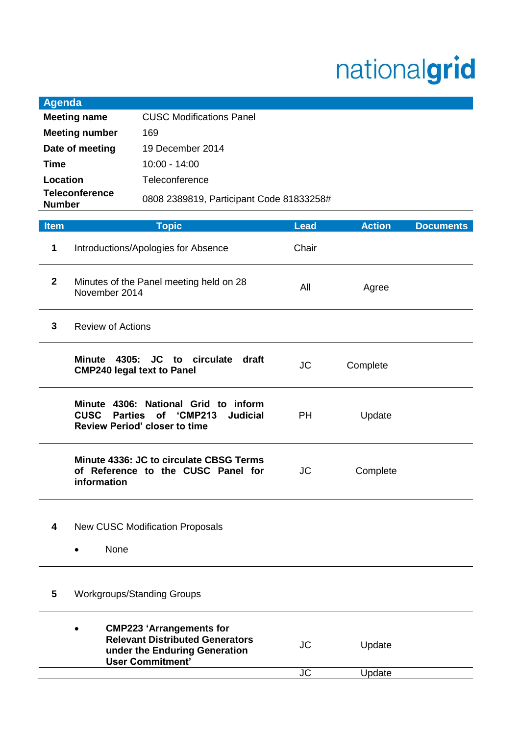nationalgrid

| Agenda | |
|---|---|
| **Meeting name** | CUSC Modifications Panel |
| **Meeting number** | 169 |
| **Date of meeting** | 19 December 2014 |
| **Time** | 10:00 - 14:00 |
| **Location** | Teleconference |
| **Teleconference Number** | 0808 2389819, Participant Code 81833258# |

| Item | Topic | Lead | Action | Documents |
|---|---|---|---|---|
| 1 | Introductions/Apologies for Absence | Chair | | |
| 2 | Minutes of the Panel meeting held on 28 November 2014 | All | Agree | |
| 3 | Review of Actions | | | |
| | **Minute 4305: JC to circulate draft CMP240 legal text to Panel** | JC | Complete | |
| | **Minute 4306: National Grid to inform CUSC Parties of 'CMP213 Judicial Review Period' closer to time** | PH | Update | |
| | **Minute 4336: JC to circulate CBSG Terms of Reference to the CUSC Panel for information** | JC | Complete | |
| 4 | New CUSC Modification Proposals<br>• None | | | |
| 5 | Workgroups/Standing Groups | | | |
| | • **CMP223 'Arrangements for Relevant Distributed Generators under the Enduring Generation User Commitment'** | JC | Update | |
| | | JC | Update | |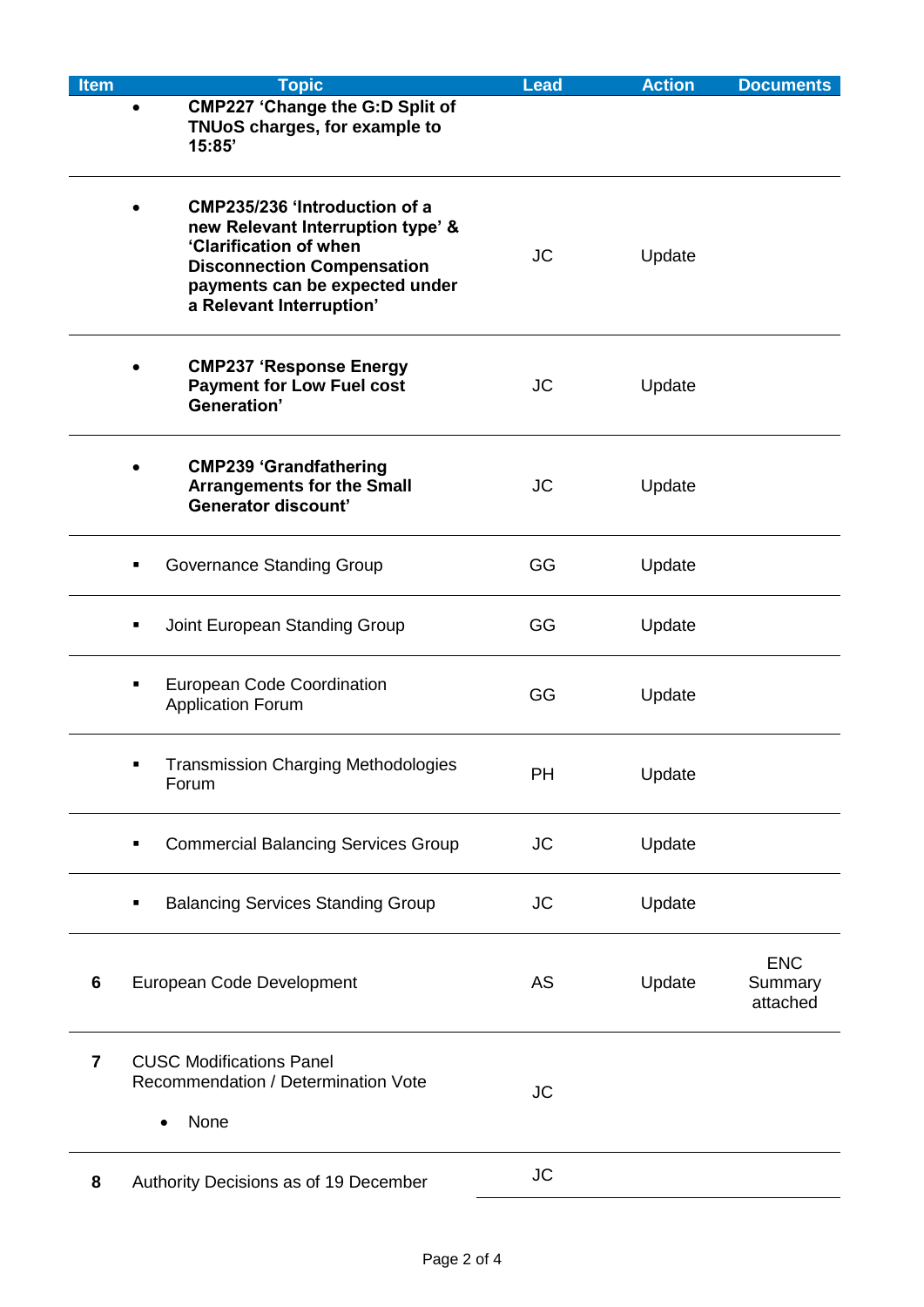| Item | Topic | Lead | Action | Documents |
|---|---|---|---|---|
| | • **CMP227 'Change the G:D Split of TNUoS charges, for example to 15:85'** | | | |
| | • **CMP235/236 'Introduction of a new Relevant Interruption type' & 'Clarification of when Disconnection Compensation payments can be expected under a Relevant Interruption'** | JC | Update | |
| | • **CMP237 'Response Energy Payment for Low Fuel cost Generation'** | JC | Update | |
| | • **CMP239 'Grandfathering Arrangements for the Small Generator discount'** | JC | Update | |
| | ▪ Governance Standing Group | GG | Update | |
| | ▪ Joint European Standing Group | GG | Update | |
| | ▪ European Code Coordination Application Forum | GG | Update | |
| | ▪ Transmission Charging Methodologies Forum | PH | Update | |
| | ▪ Commercial Balancing Services Group | JC | Update | |
| | ▪ Balancing Services Standing Group | JC | Update | |
| **6** | European Code Development | AS | Update | ENC Summary attached |
| **7** | CUSC Modifications Panel Recommendation / Determination Vote<br>• None | JC | | |
| **8** | Authority Decisions as of 19 December | JC | | |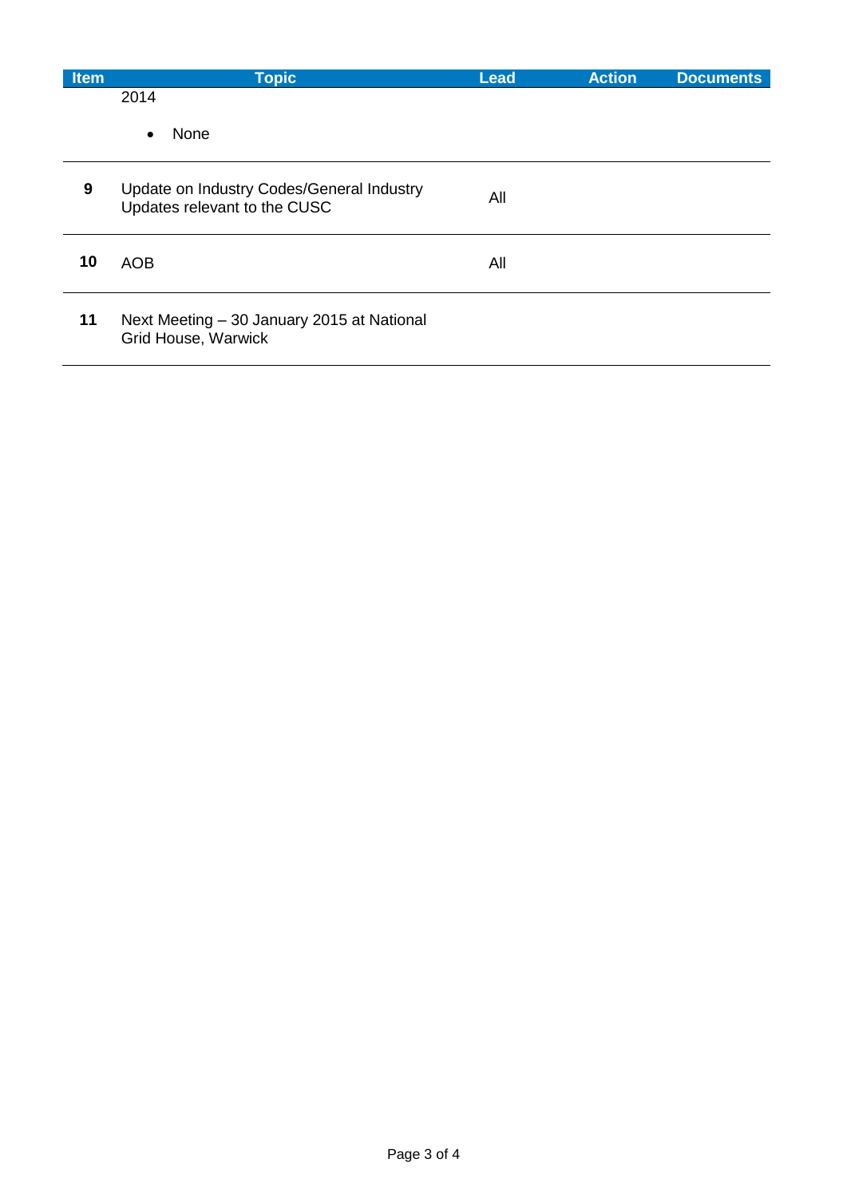| Item | Topic | Lead | Action | Documents |
|---|---|---|---|---|
| | 2014<br><br>• None | | | |
| **9** | Update on Industry Codes/General Industry Updates relevant to the CUSC | All | | |
| **10** | AOB | All | | |
| **11** | Next Meeting – 30 January 2015 at National Grid House, Warwick | | | |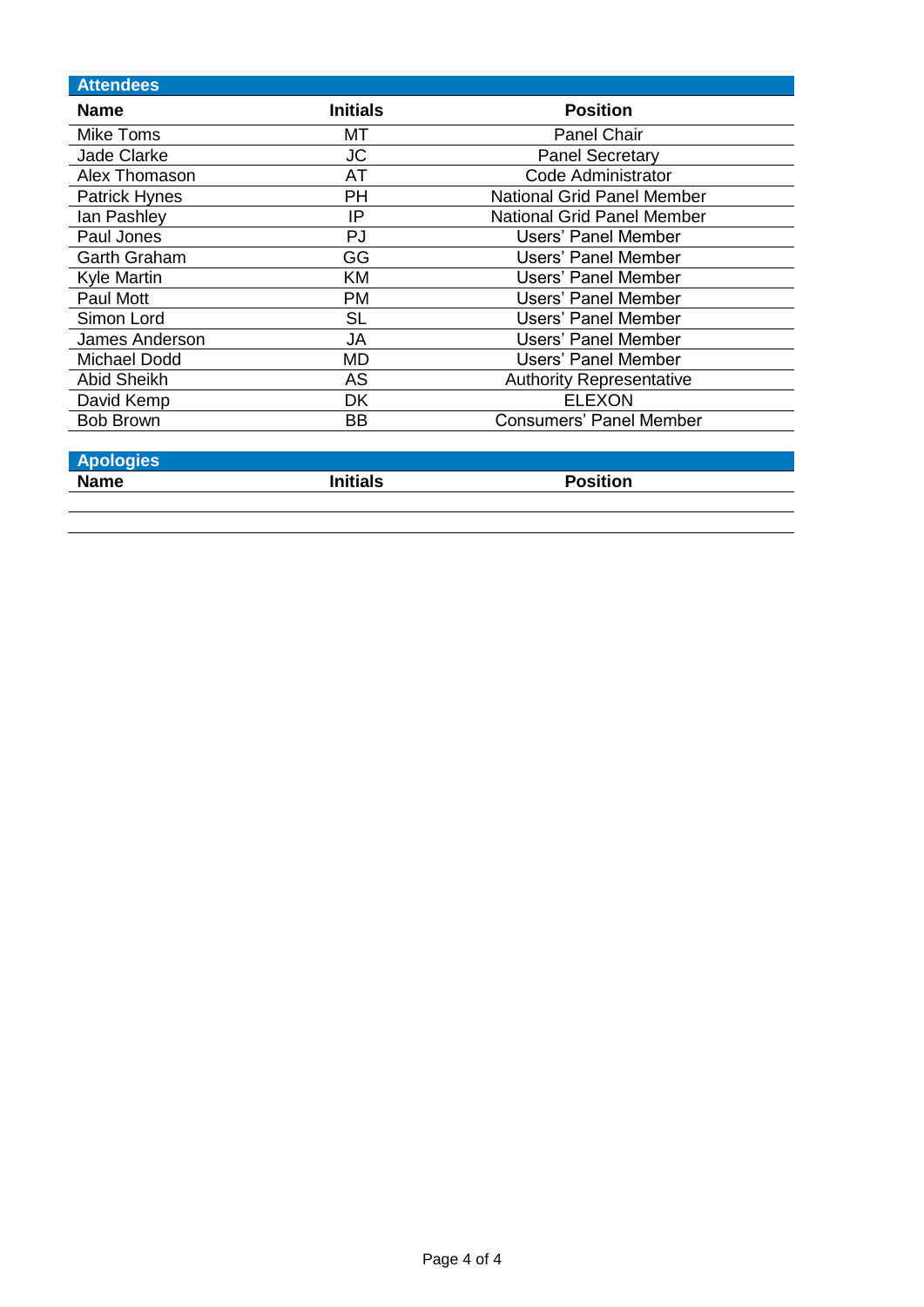## Attendees

| Name | Initials | Position |
| --- | --- | --- |
| Mike Toms | MT | Panel Chair |
| Jade Clarke | JC | Panel Secretary |
| Alex Thomason | AT | Code Administrator |
| Patrick Hynes | PH | National Grid Panel Member |
| Ian Pashley | IP | National Grid Panel Member |
| Paul Jones | PJ | Users' Panel Member |
| Garth Graham | GG | Users' Panel Member |
| Kyle Martin | KM | Users' Panel Member |
| Paul Mott | PM | Users' Panel Member |
| Simon Lord | SL | Users' Panel Member |
| James Anderson | JA | Users' Panel Member |
| Michael Dodd | MD | Users' Panel Member |
| Abid Sheikh | AS | Authority Representative |
| David Kemp | DK | ELEXON |
| Bob Brown | BB | Consumers' Panel Member |

## Apologies

| Name | Initials | Position |
| --- | --- | --- |
| | | |